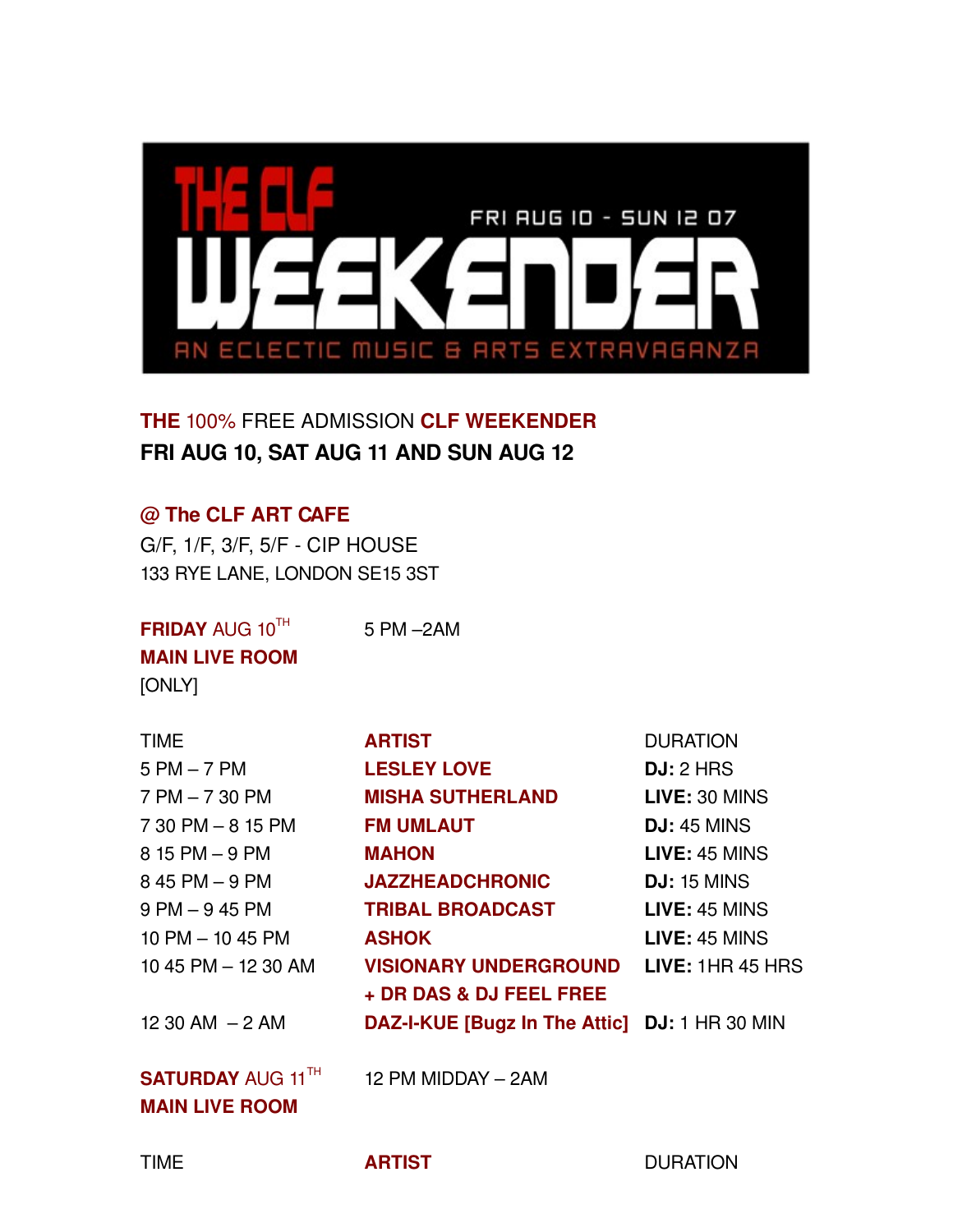# THE CLF WEEKENDER

FRI AUG 10 - SUN 12 07

AN ECLECTIC MUSIC & ARTS EXTRAVAGANZA

**THE** 100% FREE ADMISSION **CLF WEEKENDER**
**FRI AUG 10, SAT AUG 11 AND SUN AUG 12**

**@ The CLF ART CAFE**
G/F, 1/F, 3/F, 5/F - CIP HOUSE
133 RYE LANE, LONDON SE15 3ST

**FRIDAY** AUG 10[TH] 5 PM –2AM
**MAIN LIVE ROOM**
[ONLY]

| TIME | ARTIST | DURATION |
|---|---|---|
| 5 PM – 7 PM | **LESLEY LOVE** | **DJ:** 2 HRS |
| 7 PM – 7 30 PM | **MISHA SUTHERLAND** | **LIVE:** 30 MINS |
| 7 30 PM – 8 15 PM | **FM UMLAUT** | **DJ:** 45 MINS |
| 8 15 PM – 9 PM | **MAHON** | **LIVE:** 45 MINS |
| 8 45 PM – 9 PM | **JAZZHEADCHRONIC** | **DJ:** 15 MINS |
| 9 PM – 9 45 PM | **TRIBAL BROADCAST** | **LIVE:** 45 MINS |
| 10 PM – 10 45 PM | **ASHOK** | **LIVE:** 45 MINS |
| 10 45 PM – 12 30 AM | **VISIONARY UNDERGROUND + DR DAS & DJ FEEL FREE** | **LIVE:** 1HR 45 HRS |
| 12 30 AM – 2 AM | **DAZ-I-KUE [Bugz In The Attic]** | **DJ:** 1 HR 30 MIN |

**SATURDAY** AUG 11[TH] 12 PM MIDDAY – 2AM
**MAIN LIVE ROOM**

| TIME | ARTIST | DURATION |
|---|---|---|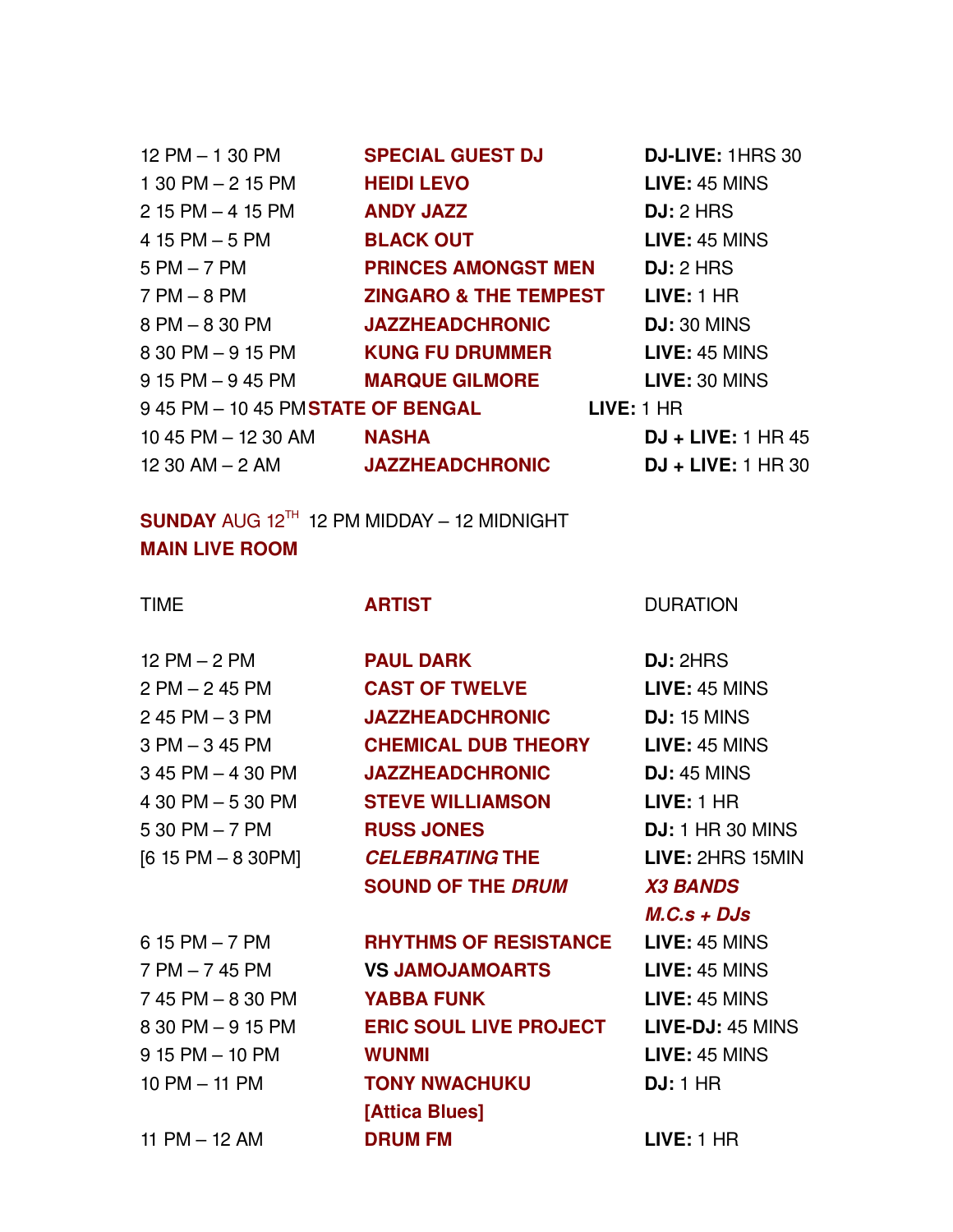| | | |
|---|---|---|
| 12 PM – 1 30 PM | **SPECIAL GUEST DJ** | **DJ-LIVE:** 1HRS 30 |
| 1 30 PM – 2 15 PM | **HEIDI LEVO** | **LIVE:** 45 MINS |
| 2 15 PM – 4 15 PM | **ANDY JAZZ** | **DJ:** 2 HRS |
| 4 15 PM – 5 PM | **BLACK OUT** | **LIVE:** 45 MINS |
| 5 PM – 7 PM | **PRINCES AMONGST MEN** | **DJ:** 2 HRS |
| 7 PM – 8 PM | **ZINGARO & THE TEMPEST** | **LIVE:** 1 HR |
| 8 PM – 8 30 PM | **JAZZHEADCHRONIC** | **DJ:** 30 MINS |
| 8 30 PM – 9 15 PM | **KUNG FU DRUMMER** | **LIVE:** 45 MINS |
| 9 15 PM – 9 45 PM | **MARQUE GILMORE** | **LIVE:** 30 MINS |
| 9 45 PM – 10 45 PM | **STATE OF BENGAL** | **LIVE:** 1 HR |
| 10 45 PM – 12 30 AM | **NASHA** | **DJ + LIVE:** 1 HR 45 |
| 12 30 AM – 2 AM | **JAZZHEADCHRONIC** | **DJ + LIVE:** 1 HR 30 |

**SUNDAY** AUG 12TH 12 PM MIDDAY – 12 MIDNIGHT
**MAIN LIVE ROOM**

| TIME | **ARTIST** | DURATION |
|---|---|---|
| 12 PM – 2 PM | **PAUL DARK** | **DJ:** 2HRS |
| 2 PM – 2 45 PM | **CAST OF TWELVE** | **LIVE:** 45 MINS |
| 2 45 PM – 3 PM | **JAZZHEADCHRONIC** | **DJ:** 15 MINS |
| 3 PM – 3 45 PM | **CHEMICAL DUB THEORY** | **LIVE:** 45 MINS |
| 3 45 PM – 4 30 PM | **JAZZHEADCHRONIC** | **DJ:** 45 MINS |
| 4 30 PM – 5 30 PM | **STEVE WILLIAMSON** | **LIVE:** 1 HR |
| 5 30 PM – 7 PM | **RUSS JONES** | **DJ:** 1 HR 30 MINS |
| [6 15 PM – 8 30PM] | ***CELEBRATING* THE SOUND OF THE *DRUM*** | **LIVE:** 2HRS 15MIN ***X3 BANDS M.C.s + DJs*** |
| 6 15 PM – 7 PM | **RHYTHMS OF RESISTANCE** | **LIVE:** 45 MINS |
| 7 PM – 7 45 PM | **VS JAMOJAMOARTS** | **LIVE:** 45 MINS |
| 7 45 PM – 8 30 PM | **YABBA FUNK** | **LIVE:** 45 MINS |
| 8 30 PM – 9 15 PM | **ERIC SOUL LIVE PROJECT** | **LIVE-DJ:** 45 MINS |
| 9 15 PM – 10 PM | **WUNMI** | **LIVE:** 45 MINS |
| 10 PM – 11 PM | **TONY NWACHUKU [Attica Blues]** | **DJ:** 1 HR |
| 11 PM – 12 AM | **DRUM FM** | **LIVE:** 1 HR |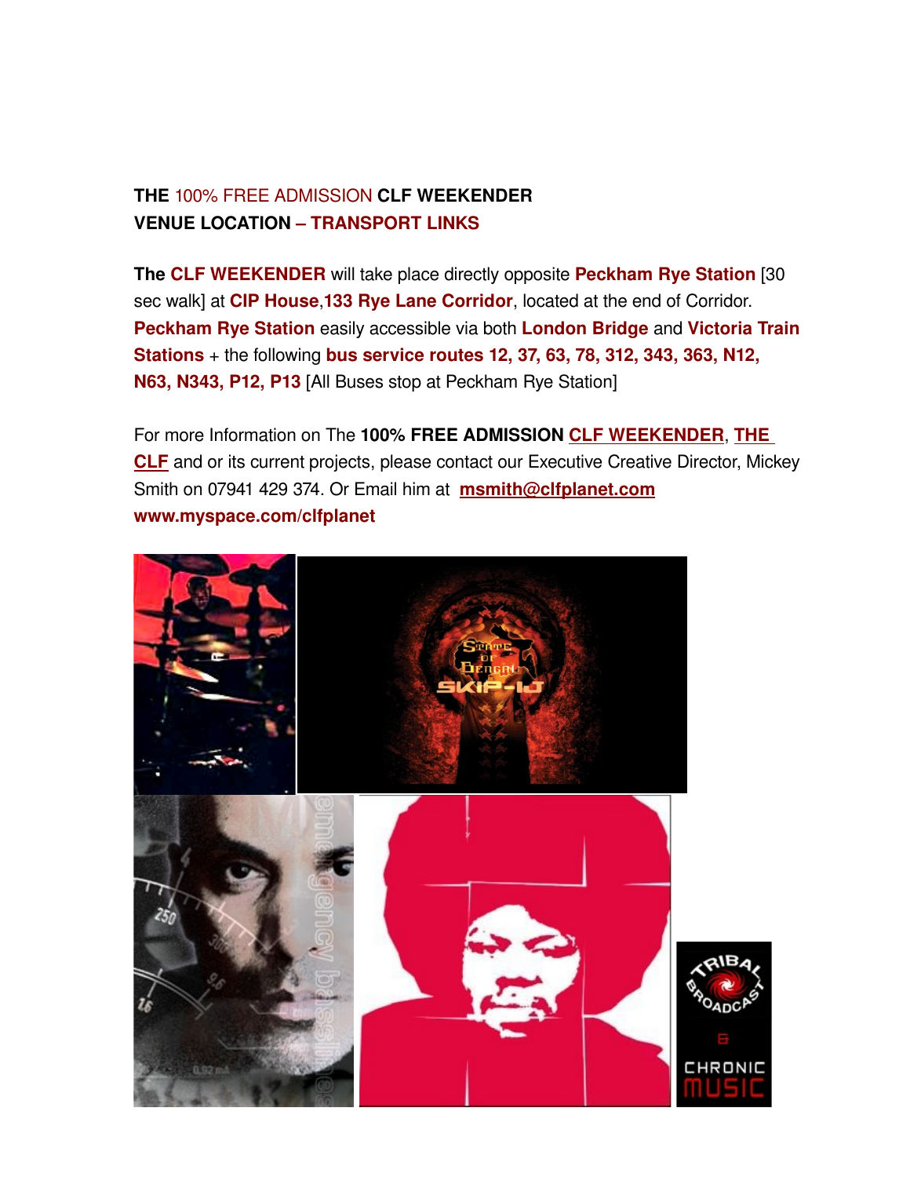**THE 100% FREE ADMISSION CLF WEEKENDER**
**VENUE LOCATION – TRANSPORT LINKS**

**The CLF WEEKENDER** will take place directly opposite **Peckham Rye Station** [30 sec walk] at **CIP House**,**133 Rye Lane Corridor**, located at the end of Corridor. **Peckham Rye Station** easily accessible via both **London Bridge** and **Victoria Train Stations** + the following **bus service routes 12, 37, 63, 78, 312, 343, 363, N12, N63, N343, P12, P13** [All Buses stop at Peckham Rye Station]

For more Information on The **100% FREE ADMISSION** **CLF WEEKENDER**, **THE CLF** and or its current projects, please contact our Executive Creative Director, Mickey Smith on 07941 429 374. Or Email him at **msmith@clfplanet.com**
**www.myspace.com/clfplanet**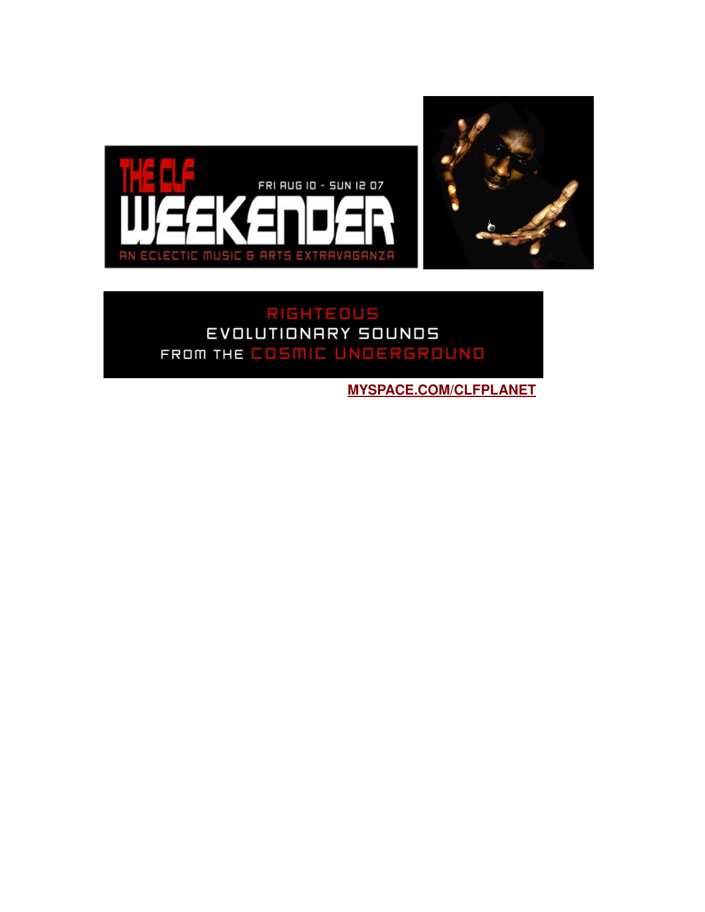THE CLF

# WEEKENDER

FRI AUG 10 - SUN 12 07

AN ECLECTIC MUSIC & ARTS EXTRAVAGANZA

RIGHTEOUS
EVOLUTIONARY SOUNDS
FROM THE COSMIC UNDERGROUND

**MYSPACE.COM/CLFPLANET**